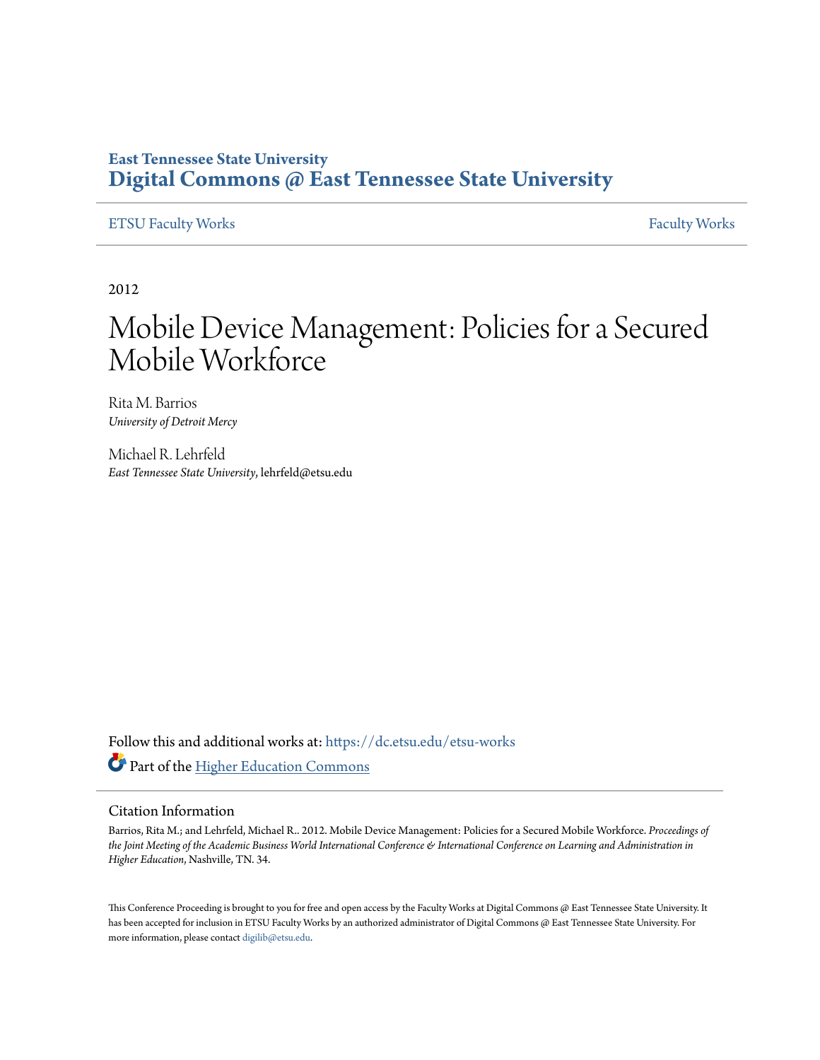East Tennessee State University
**Digital Commons @ East Tennessee State University**

ETSU Faculty Works | Faculty Works

2012

# Mobile Device Management: Policies for a Secured Mobile Workforce

Rita M. Barrios
*University of Detroit Mercy*

Michael R. Lehrfeld
*East Tennessee State University*, lehrfeld@etsu.edu

Follow this and additional works at: https://dc.etsu.edu/etsu-works

Part of the Higher Education Commons

## Citation Information

Barrios, Rita M.; and Lehrfeld, Michael R.. 2012. Mobile Device Management: Policies for a Secured Mobile Workforce. *Proceedings of the Joint Meeting of the Academic Business World International Conference & International Conference on Learning and Administration in Higher Education*, Nashville, TN. 34.

This Conference Proceeding is brought to you for free and open access by the Faculty Works at Digital Commons @ East Tennessee State University. It has been accepted for inclusion in ETSU Faculty Works by an authorized administrator of Digital Commons @ East Tennessee State University. For more information, please contact digilib@etsu.edu.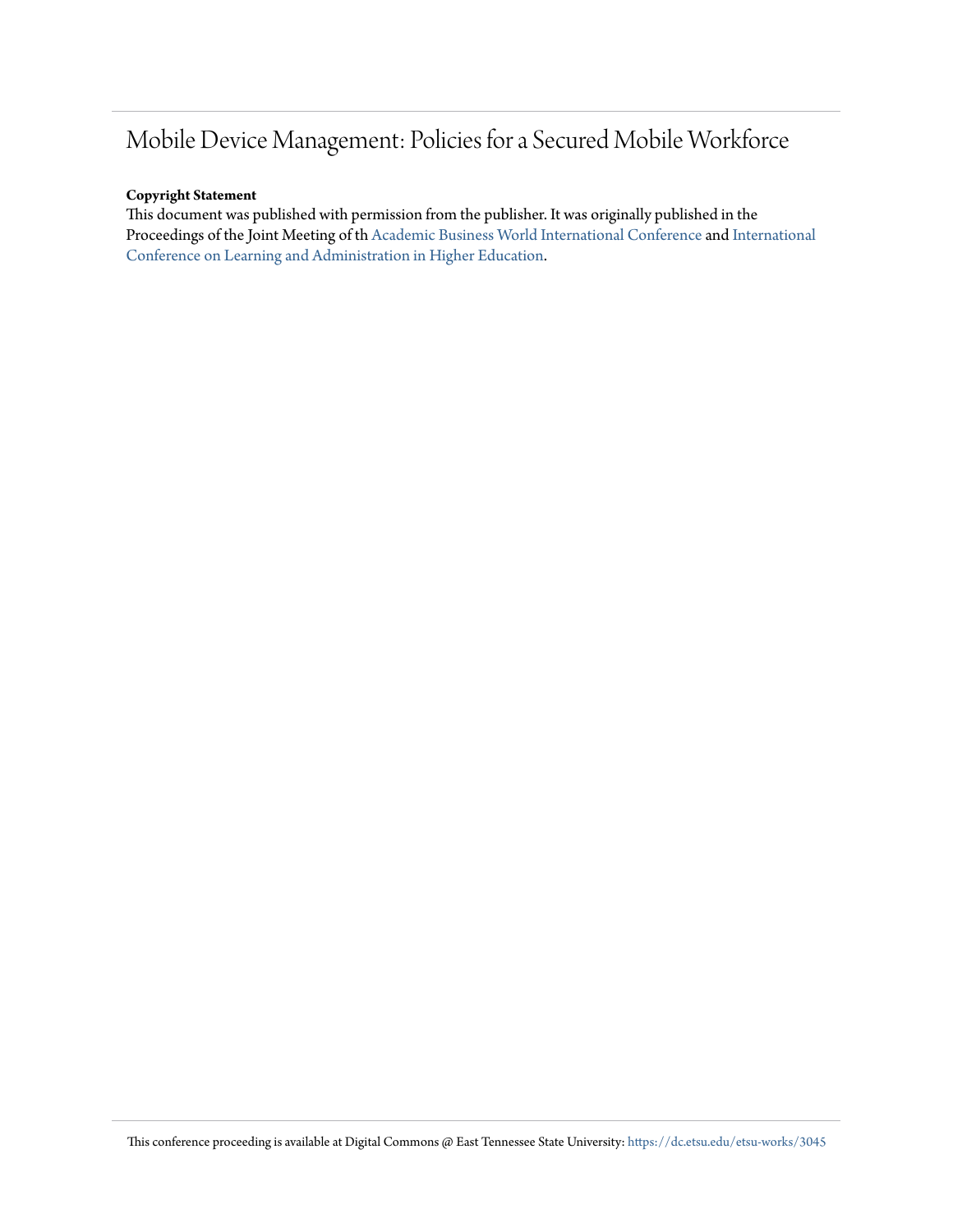# Mobile Device Management: Policies for a Secured Mobile Workforce

**Copyright Statement**

This document was published with permission from the publisher. It was originally published in the Proceedings of the Joint Meeting of th Academic Business World International Conference and International Conference on Learning and Administration in Higher Education.

This conference proceeding is available at Digital Commons @ East Tennessee State University: https://dc.etsu.edu/etsu-works/3045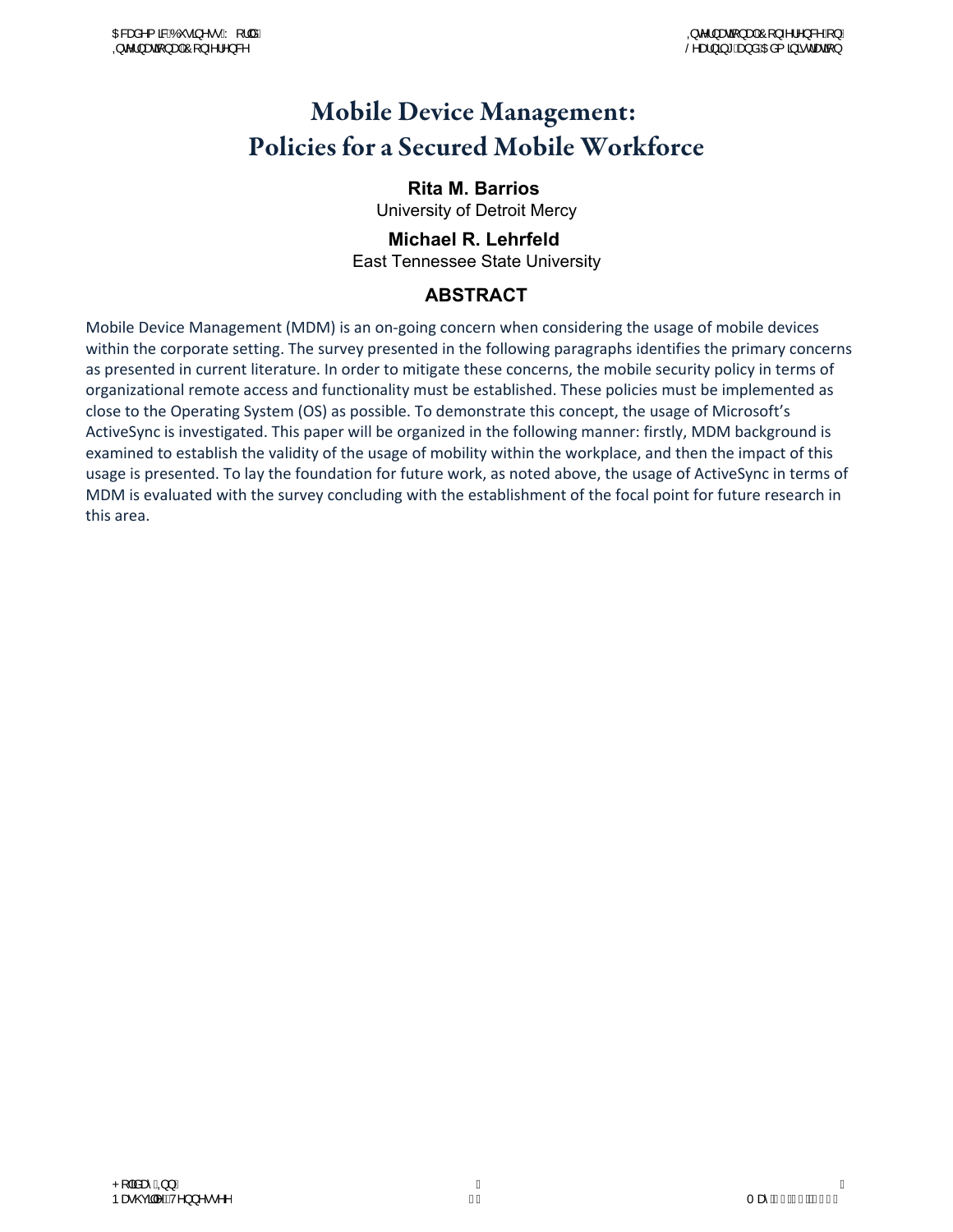# Mobile Device Management: Policies for a Secured Mobile Workforce

**Rita M. Barrios**
University of Detroit Mercy

**Michael R. Lehrfeld**
East Tennessee State University

## ABSTRACT

Mobile Device Management (MDM) is an on-going concern when considering the usage of mobile devices within the corporate setting. The survey presented in the following paragraphs identifies the primary concerns as presented in current literature. In order to mitigate these concerns, the mobile security policy in terms of organizational remote access and functionality must be established. These policies must be implemented as close to the Operating System (OS) as possible. To demonstrate this concept, the usage of Microsoft's ActiveSync is investigated. This paper will be organized in the following manner: firstly, MDM background is examined to establish the validity of the usage of mobility within the workplace, and then the impact of this usage is presented. To lay the foundation for future work, as noted above, the usage of ActiveSync in terms of MDM is evaluated with the survey concluding with the establishment of the focal point for future research in this area.